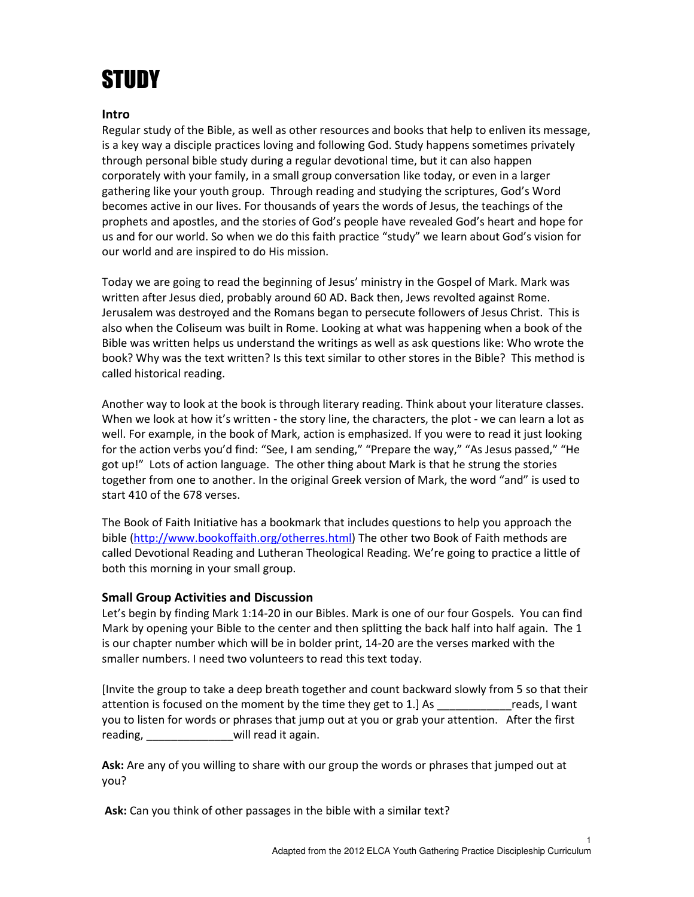# STUDY

### Intro

Regular study of the Bible, as well as other resources and books that help to enliven its message, is a key way a disciple practices loving and following God. Study happens sometimes privately through personal bible study during a regular devotional time, but it can also happen corporately with your family, in a small group conversation like today, or even in a larger gathering like your youth group. Through reading and studying the scriptures, God's Word becomes active in our lives. For thousands of years the words of Jesus, the teachings of the prophets and apostles, and the stories of God's people have revealed God's heart and hope for us and for our world. So when we do this faith practice "study" we learn about God's vision for our world and are inspired to do His mission.

Today we are going to read the beginning of Jesus' ministry in the Gospel of Mark. Mark was written after Jesus died, probably around 60 AD. Back then, Jews revolted against Rome. Jerusalem was destroyed and the Romans began to persecute followers of Jesus Christ. This is also when the Coliseum was built in Rome. Looking at what was happening when a book of the Bible was written helps us understand the writings as well as ask questions like: Who wrote the book? Why was the text written? Is this text similar to other stores in the Bible? This method is called historical reading.

Another way to look at the book is through literary reading. Think about your literature classes. When we look at how it's written - the story line, the characters, the plot - we can learn a lot as well. For example, in the book of Mark, action is emphasized. If you were to read it just looking for the action verbs you'd find: "See, I am sending," "Prepare the way," "As Jesus passed," "He got up!" Lots of action language. The other thing about Mark is that he strung the stories together from one to another. In the original Greek version of Mark, the word "and" is used to start 410 of the 678 verses.

The Book of Faith Initiative has a bookmark that includes questions to help you approach the bible (http://www.bookoffaith.org/otherres.html) The other two Book of Faith methods are called Devotional Reading and Lutheran Theological Reading. We're going to practice a little of both this morning in your small group.

### Small Group Activities and Discussion

Let's begin by finding Mark 1:14-20 in our Bibles. Mark is one of our four Gospels. You can find Mark by opening your Bible to the center and then splitting the back half into half again. The 1 is our chapter number which will be in bolder print, 14-20 are the verses marked with the smaller numbers. I need two volunteers to read this text today.

[Invite the group to take a deep breath together and count backward slowly from 5 so that their attention is focused on the moment by the time they get to 1.] As ____________reads, I want you to listen for words or phrases that jump out at you or grab your attention. After the first reading, ______________will read it again.

**Ask:** Are any of you willing to share with our group the words or phrases that jumped out at you?

**Ask:** Can you think of other passages in the bible with a similar text?

Adapted from the 2012 ELCA Youth Gathering Practice Discipleship Curriculum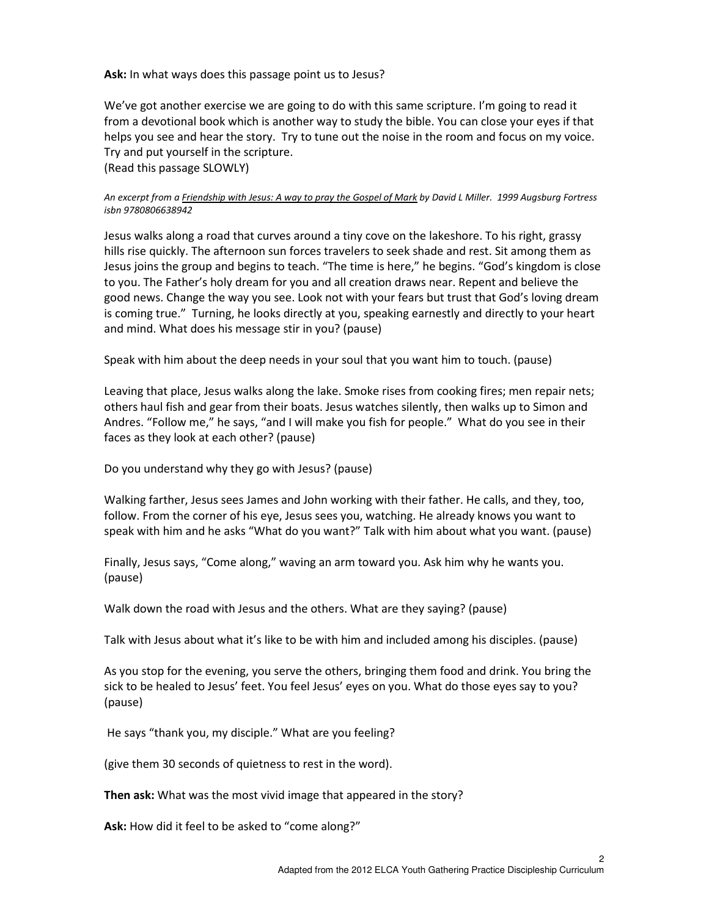**Ask:** In what ways does this passage point us to Jesus?

We've got another exercise we are going to do with this same scripture. I'm going to read it from a devotional book which is another way to study the bible. You can close your eyes if that helps you see and hear the story. Try to tune out the noise in the room and focus on my voice. Try and put yourself in the scripture.
(Read this passage SLOWLY)

*An excerpt from a Friendship with Jesus: A way to pray the Gospel of Mark by David L Miller. 1999 Augsburg Fortress isbn 9780806638942*

Jesus walks along a road that curves around a tiny cove on the lakeshore. To his right, grassy hills rise quickly. The afternoon sun forces travelers to seek shade and rest. Sit among them as Jesus joins the group and begins to teach. "The time is here," he begins. "God's kingdom is close to you. The Father's holy dream for you and all creation draws near. Repent and believe the good news. Change the way you see. Look not with your fears but trust that God's loving dream is coming true." Turning, he looks directly at you, speaking earnestly and directly to your heart and mind. What does his message stir in you? (pause)

Speak with him about the deep needs in your soul that you want him to touch. (pause)

Leaving that place, Jesus walks along the lake. Smoke rises from cooking fires; men repair nets; others haul fish and gear from their boats. Jesus watches silently, then walks up to Simon and Andres. "Follow me," he says, "and I will make you fish for people." What do you see in their faces as they look at each other? (pause)

Do you understand why they go with Jesus? (pause)

Walking farther, Jesus sees James and John working with their father. He calls, and they, too, follow. From the corner of his eye, Jesus sees you, watching. He already knows you want to speak with him and he asks "What do you want?" Talk with him about what you want. (pause)

Finally, Jesus says, "Come along," waving an arm toward you. Ask him why he wants you. (pause)

Walk down the road with Jesus and the others. What are they saying? (pause)

Talk with Jesus about what it's like to be with him and included among his disciples. (pause)

As you stop for the evening, you serve the others, bringing them food and drink. You bring the sick to be healed to Jesus' feet. You feel Jesus' eyes on you. What do those eyes say to you? (pause)

He says "thank you, my disciple." What are you feeling?

(give them 30 seconds of quietness to rest in the word).

**Then ask:** What was the most vivid image that appeared in the story?

**Ask:** How did it feel to be asked to "come along?"